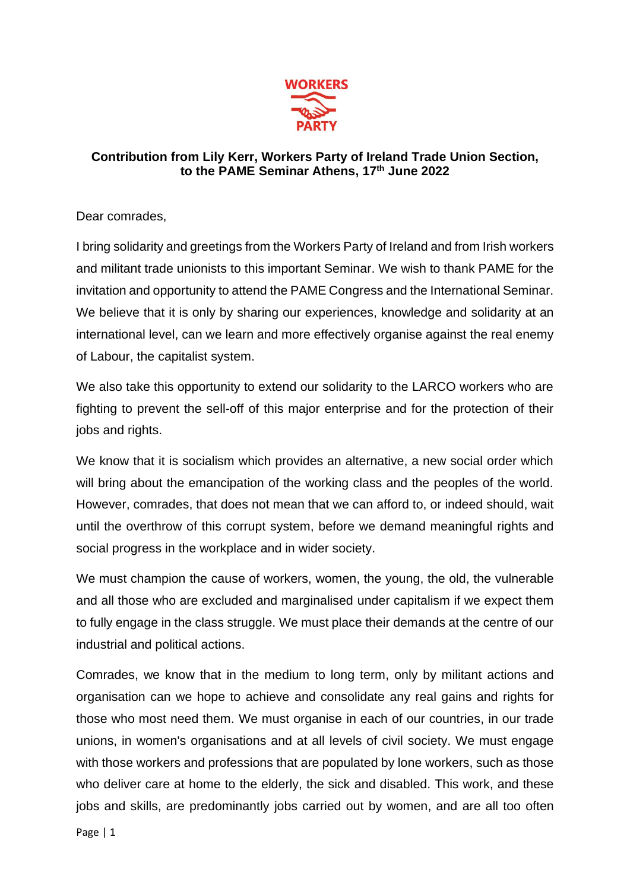WORKERS PARTY

**Contribution from Lily Kerr, Workers Party of Ireland Trade Union Section, to the PAME Seminar Athens, 17th June 2022**

Dear comrades,

I bring solidarity and greetings from the Workers Party of Ireland and from Irish workers and militant trade unionists to this important Seminar. We wish to thank PAME for the invitation and opportunity to attend the PAME Congress and the International Seminar. We believe that it is only by sharing our experiences, knowledge and solidarity at an international level, can we learn and more effectively organise against the real enemy of Labour, the capitalist system.

We also take this opportunity to extend our solidarity to the LARCO workers who are fighting to prevent the sell-off of this major enterprise and for the protection of their jobs and rights.

We know that it is socialism which provides an alternative, a new social order which will bring about the emancipation of the working class and the peoples of the world. However, comrades, that does not mean that we can afford to, or indeed should, wait until the overthrow of this corrupt system, before we demand meaningful rights and social progress in the workplace and in wider society.

We must champion the cause of workers, women, the young, the old, the vulnerable and all those who are excluded and marginalised under capitalism if we expect them to fully engage in the class struggle. We must place their demands at the centre of our industrial and political actions.

Comrades, we know that in the medium to long term, only by militant actions and organisation can we hope to achieve and consolidate any real gains and rights for those who most need them. We must organise in each of our countries, in our trade unions, in women's organisations and at all levels of civil society. We must engage with those workers and professions that are populated by lone workers, such as those who deliver care at home to the elderly, the sick and disabled. This work, and these jobs and skills, are predominantly jobs carried out by women, and are all too often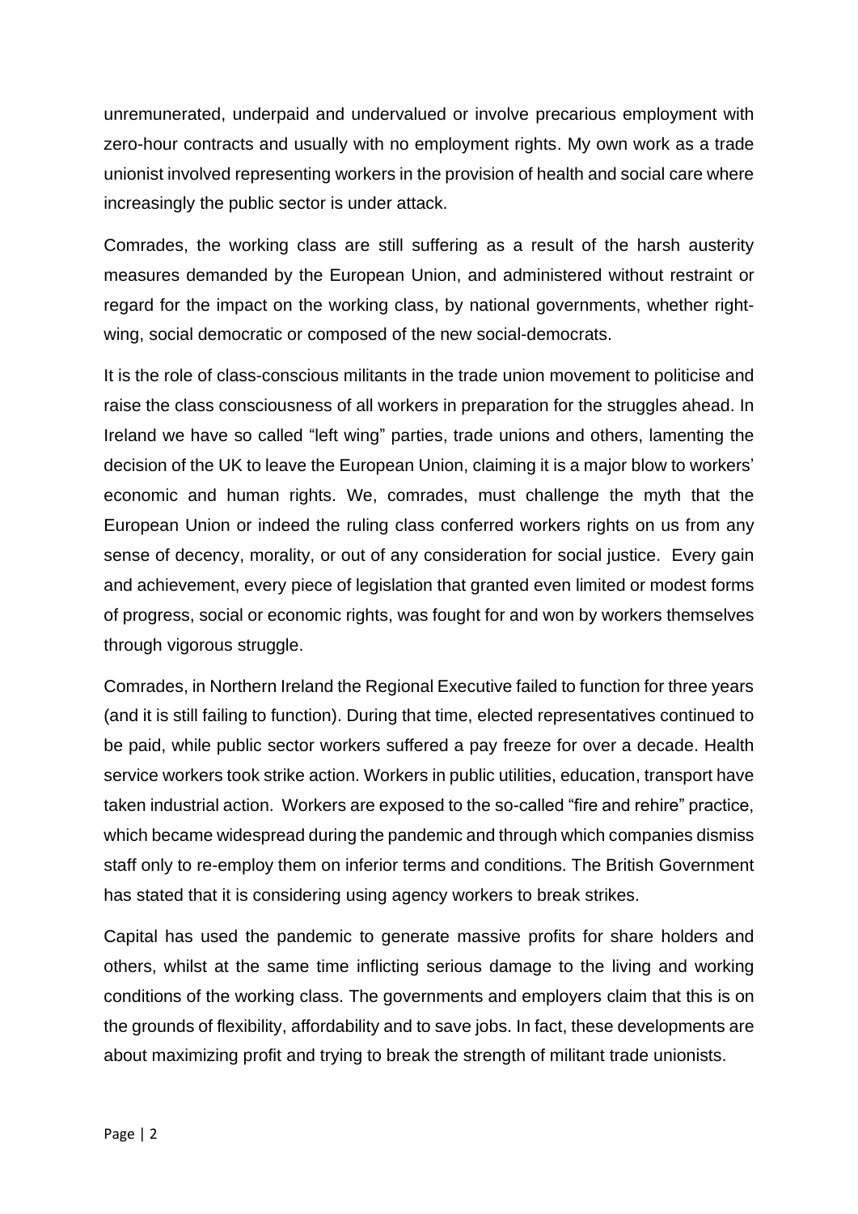unremunerated, underpaid and undervalued or involve precarious employment with zero-hour contracts and usually with no employment rights. My own work as a trade unionist involved representing workers in the provision of health and social care where increasingly the public sector is under attack.

Comrades, the working class are still suffering as a result of the harsh austerity measures demanded by the European Union, and administered without restraint or regard for the impact on the working class, by national governments, whether right-wing, social democratic or composed of the new social-democrats.

It is the role of class-conscious militants in the trade union movement to politicise and raise the class consciousness of all workers in preparation for the struggles ahead. In Ireland we have so called "left wing" parties, trade unions and others, lamenting the decision of the UK to leave the European Union, claiming it is a major blow to workers' economic and human rights. We, comrades, must challenge the myth that the European Union or indeed the ruling class conferred workers rights on us from any sense of decency, morality, or out of any consideration for social justice. Every gain and achievement, every piece of legislation that granted even limited or modest forms of progress, social or economic rights, was fought for and won by workers themselves through vigorous struggle.

Comrades, in Northern Ireland the Regional Executive failed to function for three years (and it is still failing to function). During that time, elected representatives continued to be paid, while public sector workers suffered a pay freeze for over a decade. Health service workers took strike action. Workers in public utilities, education, transport have taken industrial action. Workers are exposed to the so-called "fire and rehire" practice, which became widespread during the pandemic and through which companies dismiss staff only to re-employ them on inferior terms and conditions. The British Government has stated that it is considering using agency workers to break strikes.

Capital has used the pandemic to generate massive profits for share holders and others, whilst at the same time inflicting serious damage to the living and working conditions of the working class. The governments and employers claim that this is on the grounds of flexibility, affordability and to save jobs. In fact, these developments are about maximizing profit and trying to break the strength of militant trade unionists.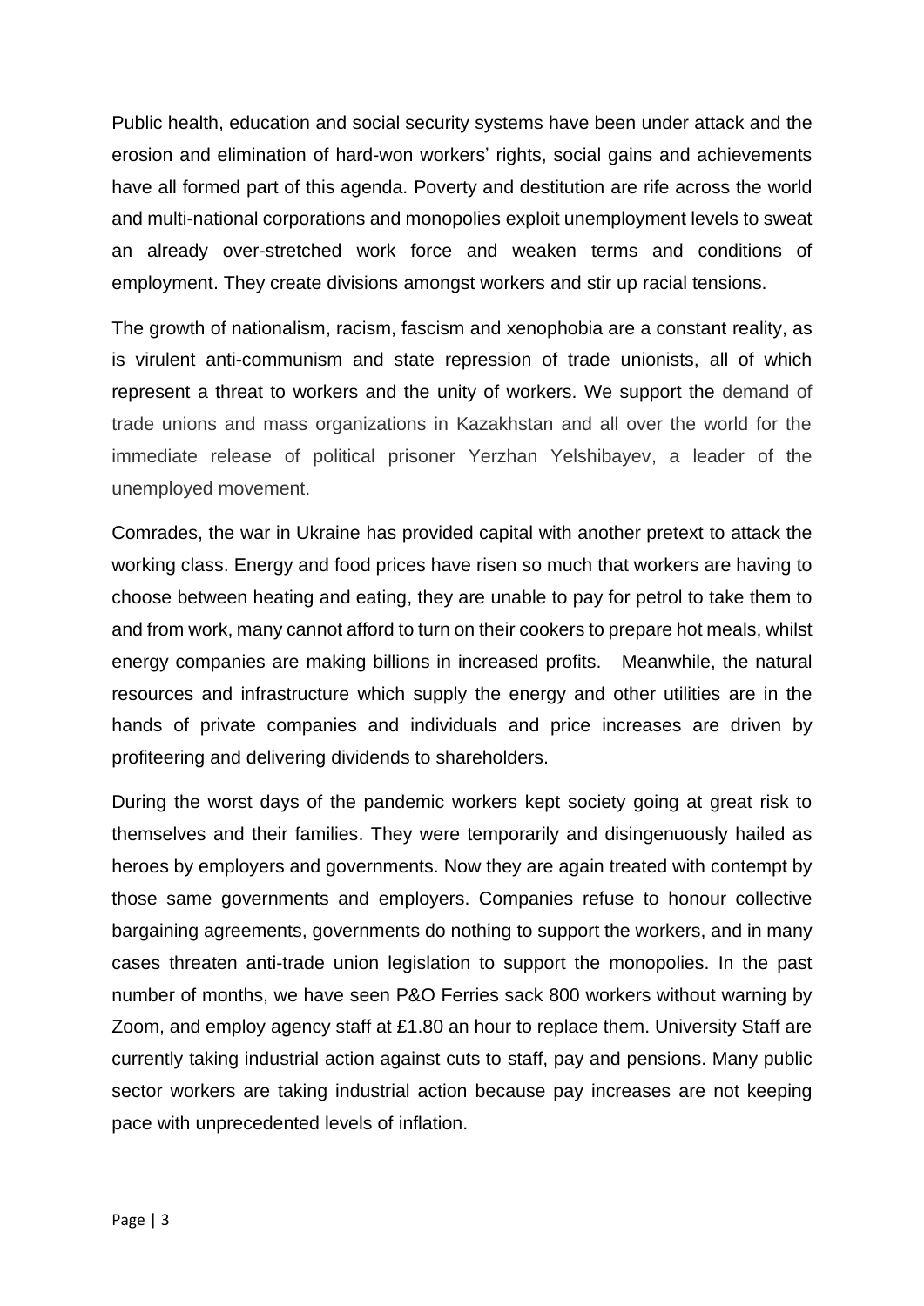Public health, education and social security systems have been under attack and the erosion and elimination of hard-won workers' rights, social gains and achievements have all formed part of this agenda. Poverty and destitution are rife across the world and multi-national corporations and monopolies exploit unemployment levels to sweat an already over-stretched work force and weaken terms and conditions of employment. They create divisions amongst workers and stir up racial tensions.

The growth of nationalism, racism, fascism and xenophobia are a constant reality, as is virulent anti-communism and state repression of trade unionists, all of which represent a threat to workers and the unity of workers. We support the demand of trade unions and mass organizations in Kazakhstan and all over the world for the immediate release of political prisoner Yerzhan Yelshibayev, a leader of the unemployed movement.

Comrades, the war in Ukraine has provided capital with another pretext to attack the working class. Energy and food prices have risen so much that workers are having to choose between heating and eating, they are unable to pay for petrol to take them to and from work, many cannot afford to turn on their cookers to prepare hot meals, whilst energy companies are making billions in increased profits. Meanwhile, the natural resources and infrastructure which supply the energy and other utilities are in the hands of private companies and individuals and price increases are driven by profiteering and delivering dividends to shareholders.

During the worst days of the pandemic workers kept society going at great risk to themselves and their families. They were temporarily and disingenuously hailed as heroes by employers and governments. Now they are again treated with contempt by those same governments and employers. Companies refuse to honour collective bargaining agreements, governments do nothing to support the workers, and in many cases threaten anti-trade union legislation to support the monopolies. In the past number of months, we have seen P&O Ferries sack 800 workers without warning by Zoom, and employ agency staff at £1.80 an hour to replace them. University Staff are currently taking industrial action against cuts to staff, pay and pensions. Many public sector workers are taking industrial action because pay increases are not keeping pace with unprecedented levels of inflation.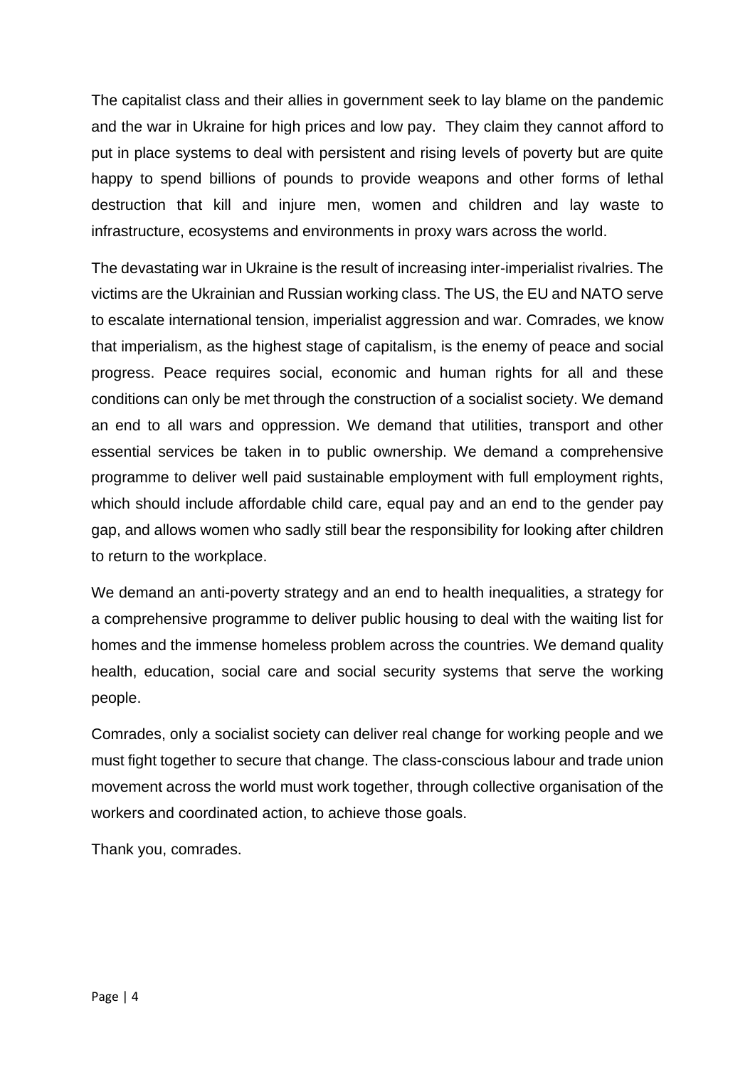The capitalist class and their allies in government seek to lay blame on the pandemic and the war in Ukraine for high prices and low pay.  They claim they cannot afford to put in place systems to deal with persistent and rising levels of poverty but are quite happy to spend billions of pounds to provide weapons and other forms of lethal destruction that kill and injure men, women and children and lay waste to infrastructure, ecosystems and environments in proxy wars across the world.

The devastating war in Ukraine is the result of increasing inter-imperialist rivalries. The victims are the Ukrainian and Russian working class. The US, the EU and NATO serve to escalate international tension, imperialist aggression and war. Comrades, we know that imperialism, as the highest stage of capitalism, is the enemy of peace and social progress. Peace requires social, economic and human rights for all and these conditions can only be met through the construction of a socialist society. We demand an end to all wars and oppression. We demand that utilities, transport and other essential services be taken in to public ownership. We demand a comprehensive programme to deliver well paid sustainable employment with full employment rights, which should include affordable child care, equal pay and an end to the gender pay gap, and allows women who sadly still bear the responsibility for looking after children to return to the workplace.

We demand an anti-poverty strategy and an end to health inequalities, a strategy for a comprehensive programme to deliver public housing to deal with the waiting list for homes and the immense homeless problem across the countries. We demand quality health, education, social care and social security systems that serve the working people.

Comrades, only a socialist society can deliver real change for working people and we must fight together to secure that change. The class-conscious labour and trade union movement across the world must work together, through collective organisation of the workers and coordinated action, to achieve those goals.

Thank you, comrades.